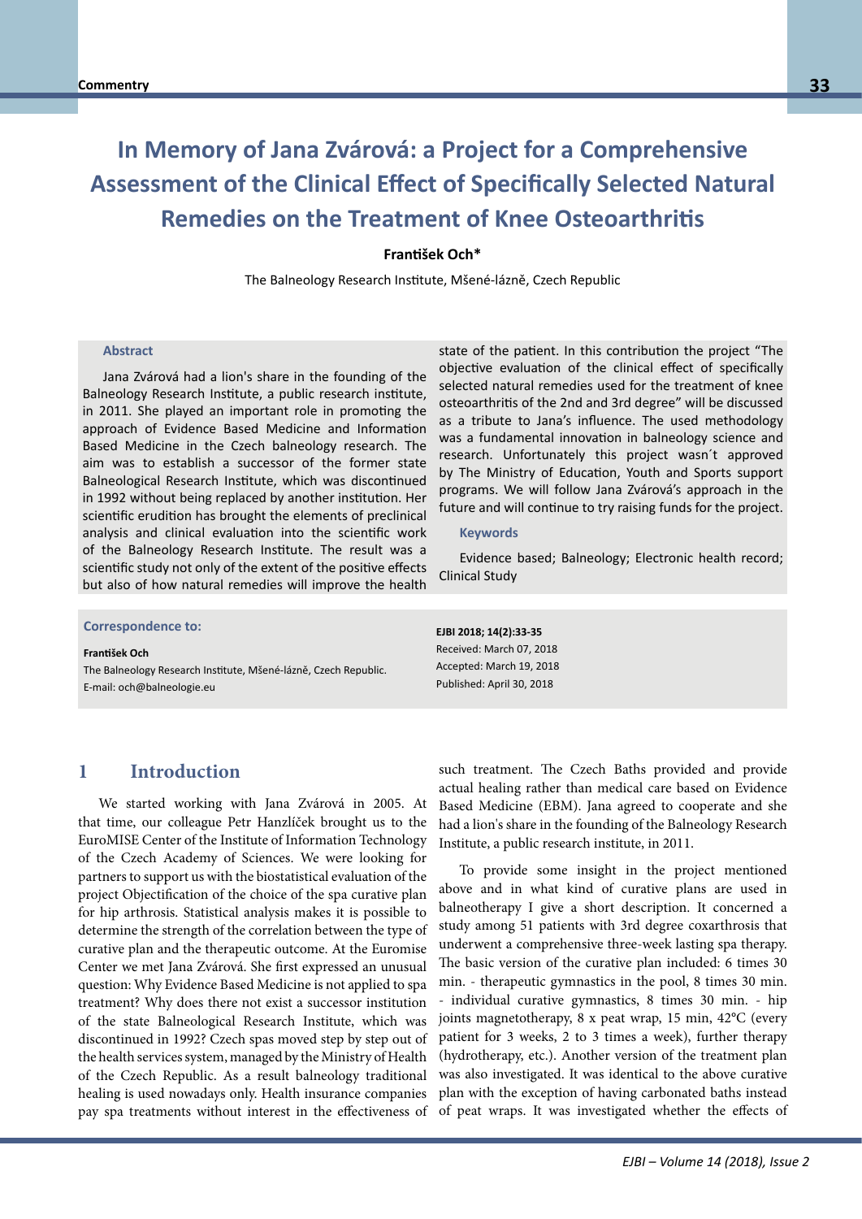# In Memory of Jana Zvárová: a Project for a Comprehensive Assessment of the Clinical Effect of Specifically Selected Natural Remedies on the Treatment of Knee Osteoarthritis

**František Och***

The Balneology Research Institute, Mšené-lázně, Czech Republic

### Abstract

Jana Zvárová had a lion's share in the founding of the Balneology Research Institute, a public research institute, in 2011. She played an important role in promoting the approach of Evidence Based Medicine and Information Based Medicine in the Czech balneology research. The aim was to establish a successor of the former state Balneological Research Institute, which was discontinued in 1992 without being replaced by another institution. Her scientific erudition has brought the elements of preclinical analysis and clinical evaluation into the scientific work of the Balneology Research Institute. The result was a scientific study not only of the extent of the positive effects but also of how natural remedies will improve the health state of the patient. In this contribution the project "The objective evaluation of the clinical effect of specifically selected natural remedies used for the treatment of knee osteoarthritis of the 2nd and 3rd degree" will be discussed as a tribute to Jana's influence. The used methodology was a fundamental innovation in balneology science and research. Unfortunately this project wasn´t approved by The Ministry of Education, Youth and Sports support programs. We will follow Jana Zvárová's approach in the future and will continue to try raising funds for the project.

### Keywords

Evidence based; Balneology; Electronic health record; Clinical Study

**Correspondence to:**

**František Och**
The Balneology Research Institute, Mšené-lázně, Czech Republic.
E-mail: och@balneologie.eu

**EJBI 2018; 14(2):33-35**
Received: March 07, 2018
Accepted: March 19, 2018
Published: April 30, 2018

## 1 Introduction

We started working with Jana Zvárová in 2005. At that time, our colleague Petr Hanzlíček brought us to the EuroMISE Center of the Institute of Information Technology of the Czech Academy of Sciences. We were looking for partners to support us with the biostatistical evaluation of the project Objectification of the choice of the spa curative plan for hip arthrosis. Statistical analysis makes it is possible to determine the strength of the correlation between the type of curative plan and the therapeutic outcome. At the Euromise Center we met Jana Zvárová. She first expressed an unusual question: Why Evidence Based Medicine is not applied to spa treatment? Why does there not exist a successor institution of the state Balneological Research Institute, which was discontinued in 1992? Czech spas moved step by step out of the health services system, managed by the Ministry of Health of the Czech Republic. As a result balneology traditional healing is used nowadays only. Health insurance companies pay spa treatments without interest in the effectiveness of such treatment. The Czech Baths provided and provide actual healing rather than medical care based on Evidence Based Medicine (EBM). Jana agreed to cooperate and she had a lion's share in the founding of the Balneology Research Institute, a public research institute, in 2011.

To provide some insight in the project mentioned above and in what kind of curative plans are used in balneotherapy I give a short description. It concerned a study among 51 patients with 3rd degree coxarthrosis that underwent a comprehensive three-week lasting spa therapy. The basic version of the curative plan included: 6 times 30 min. - therapeutic gymnastics in the pool, 8 times 30 min. - individual curative gymnastics, 8 times 30 min. - hip joints magnetotherapy, 8 x peat wrap, 15 min, 42°C (every patient for 3 weeks, 2 to 3 times a week), further therapy (hydrotherapy, etc.). Another version of the treatment plan was also investigated. It was identical to the above curative plan with the exception of having carbonated baths instead of peat wraps. It was investigated whether the effects of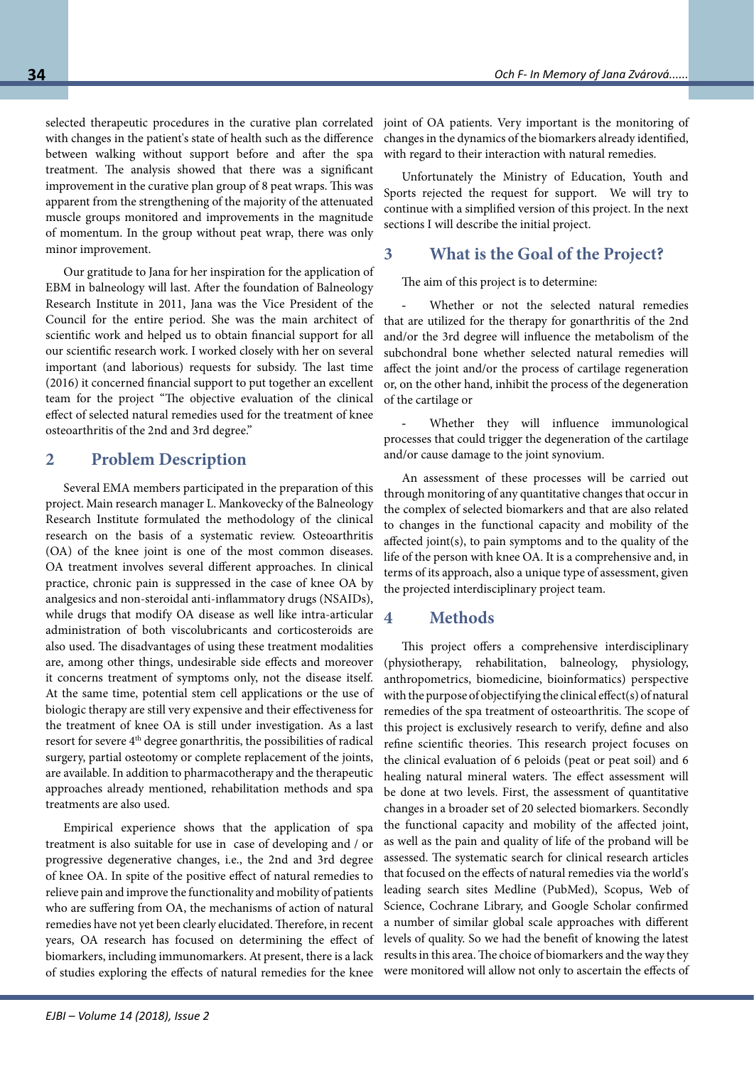selected therapeutic procedures in the curative plan correlated with changes in the patient's state of health such as the difference between walking without support before and after the spa treatment. The analysis showed that there was a significant improvement in the curative plan group of 8 peat wraps. This was apparent from the strengthening of the majority of the attenuated muscle groups monitored and improvements in the magnitude of momentum. In the group without peat wrap, there was only minor improvement.

Our gratitude to Jana for her inspiration for the application of EBM in balneology will last. After the foundation of Balneology Research Institute in 2011, Jana was the Vice President of the Council for the entire period. She was the main architect of scientific work and helped us to obtain financial support for all our scientific research work. I worked closely with her on several important (and laborious) requests for subsidy. The last time (2016) it concerned financial support to put together an excellent team for the project "The objective evaluation of the clinical effect of selected natural remedies used for the treatment of knee osteoarthritis of the 2nd and 3rd degree."

## 2 Problem Description

Several EMA members participated in the preparation of this project. Main research manager L. Mankovecky of the Balneology Research Institute formulated the methodology of the clinical research on the basis of a systematic review. Osteoarthritis (OA) of the knee joint is one of the most common diseases. OA treatment involves several different approaches. In clinical practice, chronic pain is suppressed in the case of knee OA by analgesics and non-steroidal anti-inflammatory drugs (NSAIDs), while drugs that modify OA disease as well like intra-articular administration of both viscolubricants and corticosteroids are also used. The disadvantages of using these treatment modalities are, among other things, undesirable side effects and moreover it concerns treatment of symptoms only, not the disease itself. At the same time, potential stem cell applications or the use of biologic therapy are still very expensive and their effectiveness for the treatment of knee OA is still under investigation. As a last resort for severe 4th degree gonarthritis, the possibilities of radical surgery, partial osteotomy or complete replacement of the joints, are available. In addition to pharmacotherapy and the therapeutic approaches already mentioned, rehabilitation methods and spa treatments are also used.

Empirical experience shows that the application of spa treatment is also suitable for use in case of developing and / or progressive degenerative changes, i.e., the 2nd and 3rd degree of knee OA. In spite of the positive effect of natural remedies to relieve pain and improve the functionality and mobility of patients who are suffering from OA, the mechanisms of action of natural remedies have not yet been clearly elucidated. Therefore, in recent years, OA research has focused on determining the effect of biomarkers, including immunomarkers. At present, there is a lack of studies exploring the effects of natural remedies for the knee joint of OA patients. Very important is the monitoring of changes in the dynamics of the biomarkers already identified, with regard to their interaction with natural remedies.

Unfortunately the Ministry of Education, Youth and Sports rejected the request for support. We will try to continue with a simplified version of this project. In the next sections I will describe the initial project.

## 3 What is the Goal of the Project?

The aim of this project is to determine:

- Whether or not the selected natural remedies that are utilized for the therapy for gonarthritis of the 2nd and/or the 3rd degree will influence the metabolism of the subchondral bone whether selected natural remedies will affect the joint and/or the process of cartilage regeneration or, on the other hand, inhibit the process of the degeneration of the cartilage or

- Whether they will influence immunological processes that could trigger the degeneration of the cartilage and/or cause damage to the joint synovium.

An assessment of these processes will be carried out through monitoring of any quantitative changes that occur in the complex of selected biomarkers and that are also related to changes in the functional capacity and mobility of the affected joint(s), to pain symptoms and to the quality of the life of the person with knee OA. It is a comprehensive and, in terms of its approach, also a unique type of assessment, given the projected interdisciplinary project team.

## 4 Methods

This project offers a comprehensive interdisciplinary (physiotherapy, rehabilitation, balneology, physiology, anthropometrics, biomedicine, bioinformatics) perspective with the purpose of objectifying the clinical effect(s) of natural remedies of the spa treatment of osteoarthritis. The scope of this project is exclusively research to verify, define and also refine scientific theories. This research project focuses on the clinical evaluation of 6 peloids (peat or peat soil) and 6 healing natural mineral waters. The effect assessment will be done at two levels. First, the assessment of quantitative changes in a broader set of 20 selected biomarkers. Secondly the functional capacity and mobility of the affected joint, as well as the pain and quality of life of the proband will be assessed. The systematic search for clinical research articles that focused on the effects of natural remedies via the world's leading search sites Medline (PubMed), Scopus, Web of Science, Cochrane Library, and Google Scholar confirmed a number of similar global scale approaches with different levels of quality. So we had the benefit of knowing the latest results in this area. The choice of biomarkers and the way they were monitored will allow not only to ascertain the effects of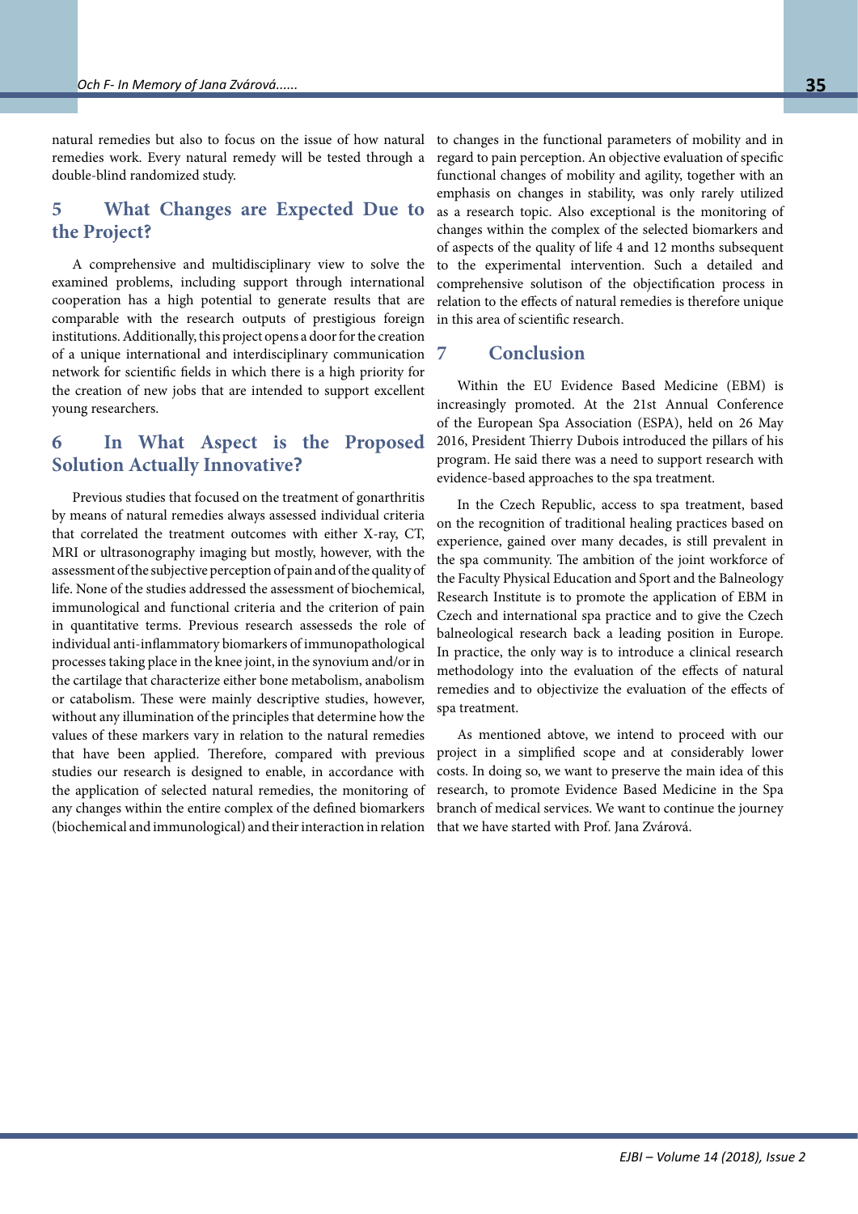natural remedies but also to focus on the issue of how natural remedies work. Every natural remedy will be tested through a double-blind randomized study.

## 5 What Changes are Expected Due to the Project?

A comprehensive and multidisciplinary view to solve the examined problems, including support through international cooperation has a high potential to generate results that are comparable with the research outputs of prestigious foreign institutions. Additionally, this project opens a door for the creation of a unique international and interdisciplinary communication network for scientific fields in which there is a high priority for the creation of new jobs that are intended to support excellent young researchers.

## 6 In What Aspect is the Proposed Solution Actually Innovative?

Previous studies that focused on the treatment of gonarthritis by means of natural remedies always assessed individual criteria that correlated the treatment outcomes with either X-ray, CT, MRI or ultrasonography imaging but mostly, however, with the assessment of the subjective perception of pain and of the quality of life. None of the studies addressed the assessment of biochemical, immunological and functional criteria and the criterion of pain in quantitative terms. Previous research assesseds the role of individual anti-inflammatory biomarkers of immunopathological processes taking place in the knee joint, in the synovium and/or in the cartilage that characterize either bone metabolism, anabolism or catabolism. These were mainly descriptive studies, however, without any illumination of the principles that determine how the values of these markers vary in relation to the natural remedies that have been applied. Therefore, compared with previous studies our research is designed to enable, in accordance with the application of selected natural remedies, the monitoring of any changes within the entire complex of the defined biomarkers (biochemical and immunological) and their interaction in relation to changes in the functional parameters of mobility and in regard to pain perception. An objective evaluation of specific functional changes of mobility and agility, together with an emphasis on changes in stability, was only rarely utilized as a research topic. Also exceptional is the monitoring of changes within the complex of the selected biomarkers and of aspects of the quality of life 4 and 12 months subsequent to the experimental intervention. Such a detailed and comprehensive solutison of the objectification process in relation to the effects of natural remedies is therefore unique in this area of scientific research.

## 7 Conclusion

Within the EU Evidence Based Medicine (EBM) is increasingly promoted. At the 21st Annual Conference of the European Spa Association (ESPA), held on 26 May 2016, President Thierry Dubois introduced the pillars of his program. He said there was a need to support research with evidence-based approaches to the spa treatment.

In the Czech Republic, access to spa treatment, based on the recognition of traditional healing practices based on experience, gained over many decades, is still prevalent in the spa community. The ambition of the joint workforce of the Faculty Physical Education and Sport and the Balneology Research Institute is to promote the application of EBM in Czech and international spa practice and to give the Czech balneological research back a leading position in Europe. In practice, the only way is to introduce a clinical research methodology into the evaluation of the effects of natural remedies and to objectivize the evaluation of the effects of spa treatment.

As mentioned abtove, we intend to proceed with our project in a simplified scope and at considerably lower costs. In doing so, we want to preserve the main idea of this research, to promote Evidence Based Medicine in the Spa branch of medical services. We want to continue the journey that we have started with Prof. Jana Zvárová.